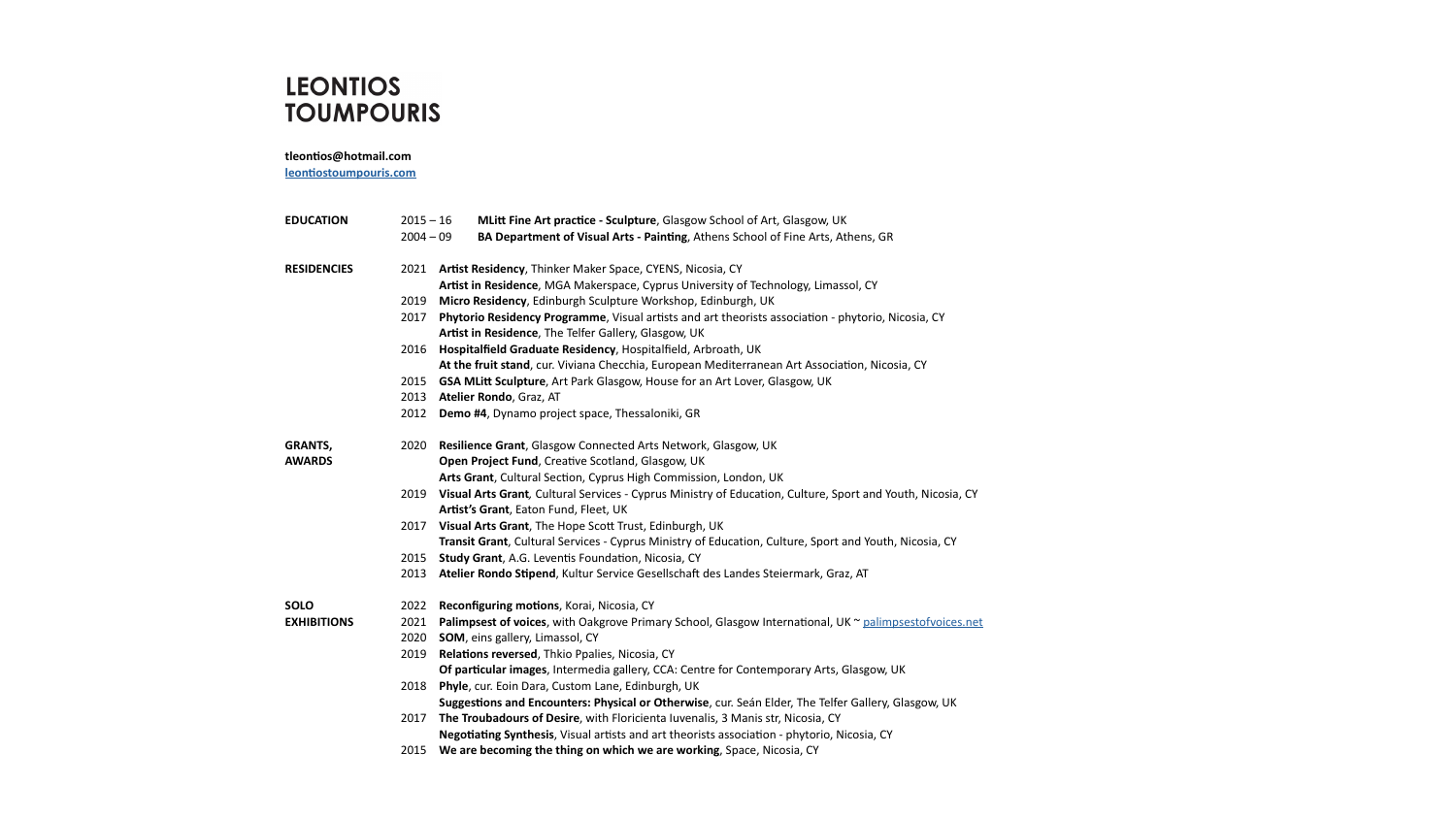# LEONTIOS TOUMPOURIS

**tleontios@hotmail.com**
**leontiostoumpouris.com**

## EDUCATION

2015 – 16 **MLitt Fine Art practice - Sculpture**, Glasgow School of Art, Glasgow, UK
2004 – 09 **BA Department of Visual Arts - Painting**, Athens School of Fine Arts, Athens, GR

## RESIDENCIES

2021 **Artist Residency**, Thinker Maker Space, CYENS, Nicosia, CY
**Artist in Residence**, MGA Makerspace, Cyprus University of Technology, Limassol, CY
2019 **Micro Residency**, Edinburgh Sculpture Workshop, Edinburgh, UK
2017 **Phytorio Residency Programme**, Visual artists and art theorists association - phytorio, Nicosia, CY
**Artist in Residence**, The Telfer Gallery, Glasgow, UK
2016 **Hospitalfield Graduate Residency**, Hospitalfield, Arbroath, UK
**At the fruit stand**, cur. Viviana Checchia, European Mediterranean Art Association, Nicosia, CY
2015 **GSA MLitt Sculpture**, Art Park Glasgow, House for an Art Lover, Glasgow, UK
2013 **Atelier Rondo**, Graz, AT
2012 **Demo #4**, Dynamo project space, Thessaloniki, GR

## GRANTS, AWARDS

2020 **Resilience Grant**, Glasgow Connected Arts Network, Glasgow, UK
**Open Project Fund**, Creative Scotland, Glasgow, UK
**Arts Grant**, Cultural Section, Cyprus High Commission, London, UK
2019 **Visual Arts Grant**, Cultural Services - Cyprus Ministry of Education, Culture, Sport and Youth, Nicosia, CY
**Artist's Grant**, Eaton Fund, Fleet, UK
2017 **Visual Arts Grant**, The Hope Scott Trust, Edinburgh, UK
**Transit Grant**, Cultural Services - Cyprus Ministry of Education, Culture, Sport and Youth, Nicosia, CY
2015 **Study Grant**, A.G. Leventis Foundation, Nicosia, CY
2013 **Atelier Rondo Stipend**, Kultur Service Gesellschaft des Landes Steiermark, Graz, AT

## SOLO EXHIBITIONS

2022 **Reconfiguring motions**, Korai, Nicosia, CY
2021 **Palimpsest of voices**, with Oakgrove Primary School, Glasgow International, UK ~ palimpsestofvoices.net
2020 **SOM**, eins gallery, Limassol, CY
2019 **Relations reversed**, Thkio Ppalies, Nicosia, CY
**Of particular images**, Intermedia gallery, CCA: Centre for Contemporary Arts, Glasgow, UK
2018 **Phyle**, cur. Eoin Dara, Custom Lane, Edinburgh, UK
**Suggestions and Encounters: Physical or Otherwise**, cur. Seán Elder, The Telfer Gallery, Glasgow, UK
2017 **The Troubadours of Desire**, with Floricienta Iuvenalis, 3 Manis str, Nicosia, CY
**Negotiating Synthesis**, Visual artists and art theorists association - phytorio, Nicosia, CY
2015 **We are becoming the thing on which we are working**, Space, Nicosia, CY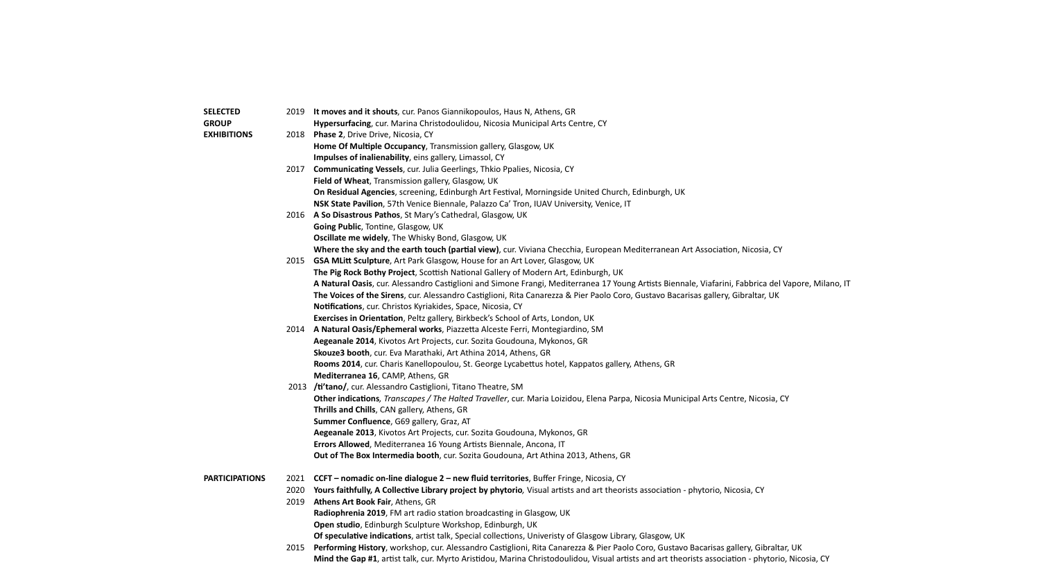## SELECTED GROUP EXHIBITIONS

**2019**
- **It moves and it shouts**, cur. Panos Giannikopoulos, Haus N, Athens, GR
- **Hypersurfacing**, cur. Marina Christodoulidou, Nicosia Municipal Arts Centre, CY

**2018**
- **Phase 2**, Drive Drive, Nicosia, CY
- **Home Of Multiple Occupancy**, Transmission gallery, Glasgow, UK
- **Impulses of inalienability**, eins gallery, Limassol, CY

**2017**
- **Communicating Vessels**, cur. Julia Geerlings, Thkio Ppalies, Nicosia, CY
- **Field of Wheat**, Transmission gallery, Glasgow, UK
- **On Residual Agencies**, screening, Edinburgh Art Festival, Morningside United Church, Edinburgh, UK
- **NSK State Pavilion**, 57th Venice Biennale, Palazzo Ca' Tron, IUAV University, Venice, IT

**2016**
- **A So Disastrous Pathos**, St Mary's Cathedral, Glasgow, UK
- **Going Public**, Tontine, Glasgow, UK
- **Oscillate me widely**, The Whisky Bond, Glasgow, UK
- **Where the sky and the earth touch (partial view)**, cur. Viviana Checchia, European Mediterranean Art Association, Nicosia, CY

**2015**
- **GSA MLitt Sculpture**, Art Park Glasgow, House for an Art Lover, Glasgow, UK
- **The Pig Rock Bothy Project**, Scottish National Gallery of Modern Art, Edinburgh, UK
- **A Natural Oasis**, cur. Alessandro Castiglioni and Simone Frangi, Mediterranea 17 Young Artists Biennale, Viafarini, Fabbrica del Vapore, Milano, IT
- **The Voices of the Sirens**, cur. Alessandro Castiglioni, Rita Canarezza & Pier Paolo Coro, Gustavo Bacarisas gallery, Gibraltar, UK
- **Notifications**, cur. Christos Kyriakides, Space, Nicosia, CY
- **Exercises in Orientation**, Peltz gallery, Birkbeck's School of Arts, London, UK

**2014**
- **A Natural Oasis/Ephemeral works**, Piazzetta Alceste Ferri, Montegiardino, SM
- **Aegeanale 2014**, Kivotos Art Projects, cur. Sozita Goudouna, Mykonos, GR
- **Skouze3 booth**, cur. Eva Marathaki, Art Athina 2014, Athens, GR
- **Rooms 2014**, cur. Charis Kanellopoulou, St. George Lycabettus hotel, Kappatos gallery, Athens, GR
- **Mediterranea 16**, CAMP, Athens, GR

**2013**
- **/ti'tano/**, cur. Alessandro Castiglioni, Titano Theatre, SM
- **Other indications**, *Transcapes / The Halted Traveller*, cur. Maria Loizidou, Elena Parpa, Nicosia Municipal Arts Centre, Nicosia, CY
- **Thrills and Chills**, CAN gallery, Athens, GR
- **Summer Confluence**, G69 gallery, Graz, AT
- **Aegeanale 2013**, Kivotos Art Projects, cur. Sozita Goudouna, Mykonos, GR
- **Errors Allowed**, Mediterranea 16 Young Artists Biennale, Ancona, IT
- **Out of The Box Intermedia booth**, cur. Sozita Goudouna, Art Athina 2013, Athens, GR

## PARTICIPATIONS

**2021**
- **CCFT – nomadic on-line dialogue 2 – new fluid territories**, Buffer Fringe, Nicosia, CY

**2020**
- **Yours faithfully, A Collective Library project by phytorio**, Visual artists and art theorists association - phytorio, Nicosia, CY

**2019**
- **Athens Art Book Fair**, Athens, GR
- **Radiophrenia 2019**, FM art radio station broadcasting in Glasgow, UK
- **Open studio**, Edinburgh Sculpture Workshop, Edinburgh, UK
- **Of speculative indications**, artist talk, Special collections, Univeristy of Glasgow Library, Glasgow, UK

**2015**
- **Performing History**, workshop, cur. Alessandro Castiglioni, Rita Canarezza & Pier Paolo Coro, Gustavo Bacarisas gallery, Gibraltar, UK
- **Mind the Gap #1**, artist talk, cur. Myrto Aristidou, Marina Christodoulidou, Visual artists and art theorists association - phytorio, Nicosia, CY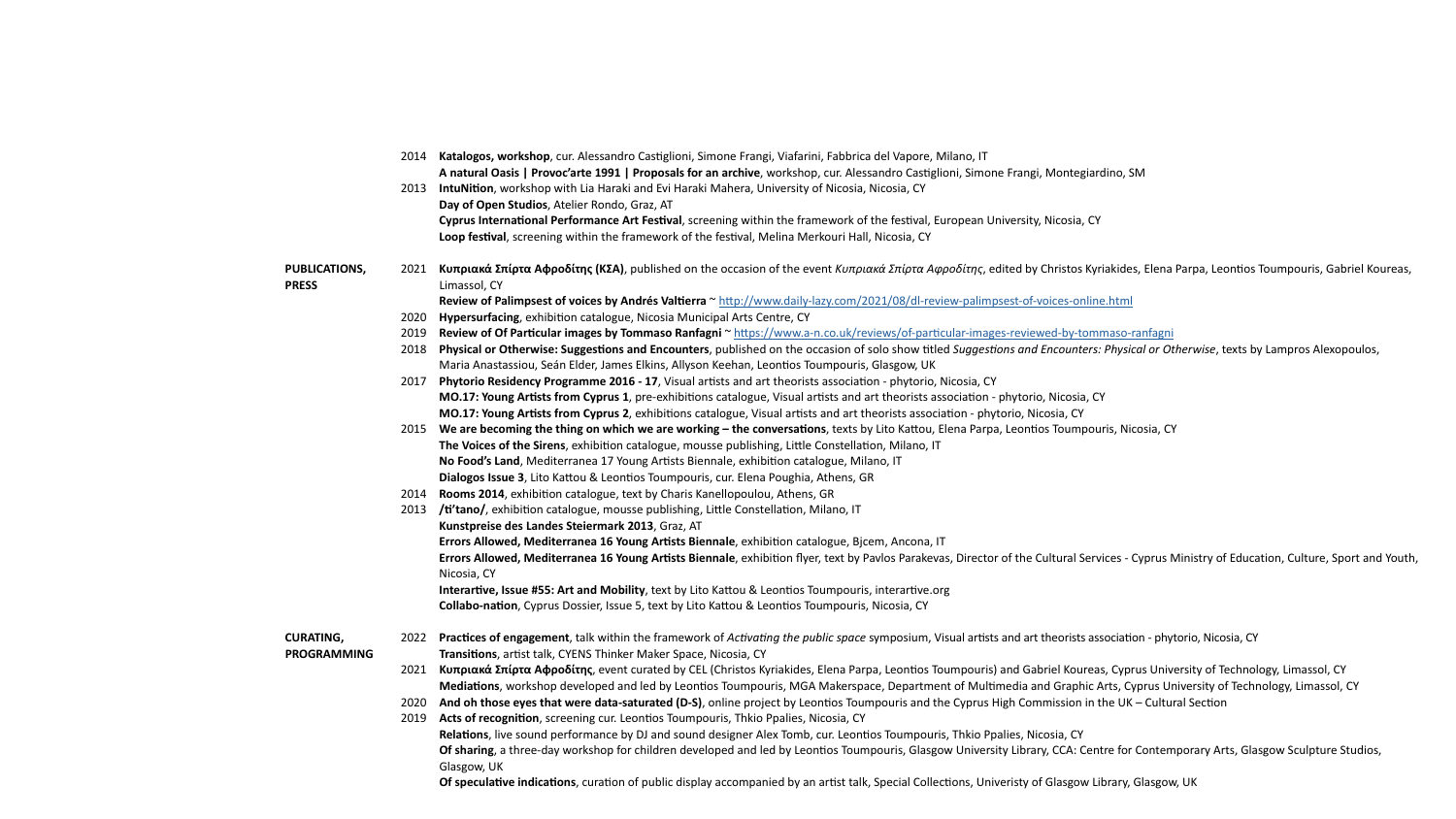2014 **Katalogos, workshop**, cur. Alessandro Castiglioni, Simone Frangi, Viafarini, Fabbrica del Vapore, Milano, IT

**A natural Oasis | Provoc'arte 1991 | Proposals for an archive**, workshop, cur. Alessandro Castiglioni, Simone Frangi, Montegiardino, SM

2013 **IntuNition**, workshop with Lia Haraki and Evi Haraki Mahera, University of Nicosia, Nicosia, CY

**Day of Open Studios**, Atelier Rondo, Graz, AT

**Cyprus International Performance Art Festival**, screening within the framework of the festival, European University, Nicosia, CY

**Loop festival**, screening within the framework of the festival, Melina Merkouri Hall, Nicosia, CY

## PUBLICATIONS, PRESS

2021 **Κυπριακά Σπίρτα Αφροδίτης (ΚΣΑ)**, published on the occasion of the event *Κυπριακά Σπίρτα Αφροδίτης*, edited by Christos Kyriakides, Elena Parpa, Leontios Toumpouris, Gabriel Koureas, Limassol, CY

**Review of Palimpsest of voices by Andrés Valtierra** ~ http://www.daily-lazy.com/2021/08/dl-review-palimpsest-of-voices-online.html

2020 **Hypersurfacing**, exhibition catalogue, Nicosia Municipal Arts Centre, CY

2019 **Review of Of Particular images by Tommaso Ranfagni** ~ https://www.a-n.co.uk/reviews/of-particular-images-reviewed-by-tommaso-ranfagni

2018 **Physical or Otherwise: Suggestions and Encounters**, published on the occasion of solo show titled *Suggestions and Encounters: Physical or Otherwise*, texts by Lampros Alexopoulos, Maria Anastassiou, Seán Elder, James Elkins, Allyson Keehan, Leontios Toumpouris, Glasgow, UK

2017 **Phytorio Residency Programme 2016 - 17**, Visual artists and art theorists association - phytorio, Nicosia, CY

**MO.17: Young Artists from Cyprus 1**, pre-exhibitions catalogue, Visual artists and art theorists association - phytorio, Nicosia, CY

**MO.17: Young Artists from Cyprus 2**, exhibitions catalogue, Visual artists and art theorists association - phytorio, Nicosia, CY

2015 **We are becoming the thing on which we are working – the conversations**, texts by Lito Kattou, Elena Parpa, Leontios Toumpouris, Nicosia, CY

**The Voices of the Sirens**, exhibition catalogue, mousse publishing, Little Constellation, Milano, IT

**No Food's Land**, Mediterranea 17 Young Artists Biennale, exhibition catalogue, Milano, IT

**Dialogos Issue 3**, Lito Kattou & Leontios Toumpouris, cur. Elena Poughia, Athens, GR

2014 **Rooms 2014**, exhibition catalogue, text by Charis Kanellopoulou, Athens, GR

2013 **/ti'tano/**, exhibition catalogue, mousse publishing, Little Constellation, Milano, IT

**Kunstpreise des Landes Steiermark 2013**, Graz, AT

**Errors Allowed, Mediterranea 16 Young Artists Biennale**, exhibition catalogue, Bjcem, Ancona, IT

**Errors Allowed, Mediterranea 16 Young Artists Biennale**, exhibition flyer, text by Pavlos Parakevas, Director of the Cultural Services - Cyprus Ministry of Education, Culture, Sport and Youth, Nicosia, CY

**Interartive, Issue #55: Art and Mobility**, text by Lito Kattou & Leontios Toumpouris, interartive.org

**Collabo-nation**, Cyprus Dossier, Issue 5, text by Lito Kattou & Leontios Toumpouris, Nicosia, CY

## CURATING, PROGRAMMING

2022 **Practices of engagement**, talk within the framework of *Activating the public space* symposium, Visual artists and art theorists association - phytorio, Nicosia, CY

**Transitions**, artist talk, CYENS Thinker Maker Space, Nicosia, CY

2021 **Κυπριακά Σπίρτα Αφροδίτης**, event curated by CEL (Christos Kyriakides, Elena Parpa, Leontios Toumpouris) and Gabriel Koureas, Cyprus University of Technology, Limassol, CY

**Mediations**, workshop developed and led by Leontios Toumpouris, MGA Makerspace, Department of Multimedia and Graphic Arts, Cyprus University of Technology, Limassol, CY

2020 **And oh those eyes that were data-saturated (D-S)**, online project by Leontios Toumpouris and the Cyprus High Commission in the UK – Cultural Section

2019 **Acts of recognition**, screening cur. Leontios Toumpouris, Thkio Ppalies, Nicosia, CY

**Relations**, live sound performance by DJ and sound designer Alex Tomb, cur. Leontios Toumpouris, Thkio Ppalies, Nicosia, CY

**Of sharing**, a three-day workshop for children developed and led by Leontios Toumpouris, Glasgow University Library, CCA: Centre for Contemporary Arts, Glasgow Sculpture Studios, Glasgow, UK

**Of speculative indications**, curation of public display accompanied by an artist talk, Special Collections, Univeristy of Glasgow Library, Glasgow, UK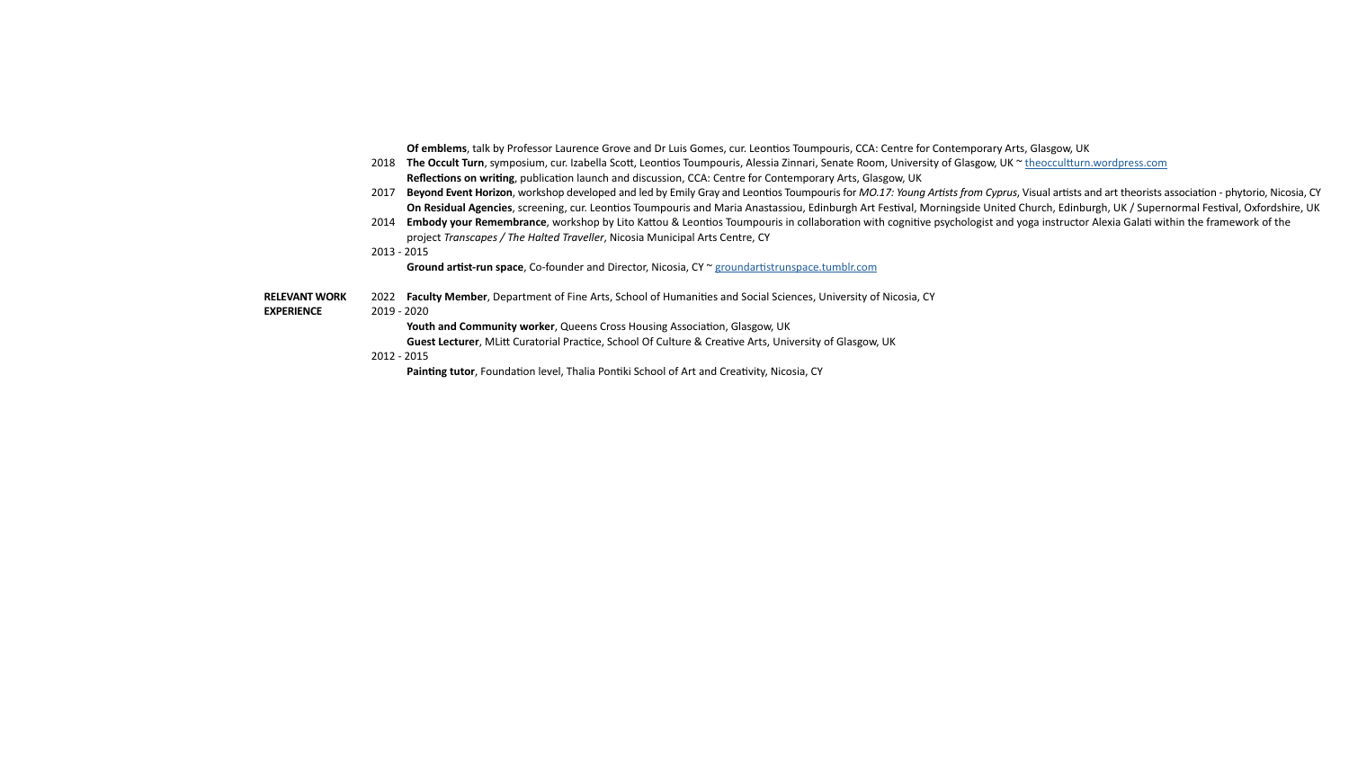**Of emblems**, talk by Professor Laurence Grove and Dr Luis Gomes, cur. Leontios Toumpouris, CCA: Centre for Contemporary Arts, Glasgow, UK

2018 **The Occult Turn**, symposium, cur. Izabella Scott, Leontios Toumpouris, Alessia Zinnari, Senate Room, University of Glasgow, UK ~ theoccultturn.wordpress.com

**Reflections on writing**, publication launch and discussion, CCA: Centre for Contemporary Arts, Glasgow, UK

2017 **Beyond Event Horizon**, workshop developed and led by Emily Gray and Leontios Toumpouris for *MO.17: Young Artists from Cyprus*, Visual artists and art theorists association - phytorio, Nicosia, CY

**On Residual Agencies**, screening, cur. Leontios Toumpouris and Maria Anastassiou, Edinburgh Art Festival, Morningside United Church, Edinburgh, UK / Supernormal Festival, Oxfordshire, UK

2014 **Embody your Remembrance**, workshop by Lito Kattou & Leontios Toumpouris in collaboration with cognitive psychologist and yoga instructor Alexia Galati within the framework of the project *Transcapes / The Halted Traveller*, Nicosia Municipal Arts Centre, CY

2013 - 2015

**Ground artist-run space**, Co-founder and Director, Nicosia, CY ~ groundartistrunspace.tumblr.com

**RELEVANT WORK EXPERIENCE**

2022 **Faculty Member**, Department of Fine Arts, School of Humanities and Social Sciences, University of Nicosia, CY

2019 - 2020

**Youth and Community worker**, Queens Cross Housing Association, Glasgow, UK

**Guest Lecturer**, MLitt Curatorial Practice, School Of Culture & Creative Arts, University of Glasgow, UK

2012 - 2015

**Painting tutor**, Foundation level, Thalia Pontiki School of Art and Creativity, Nicosia, CY